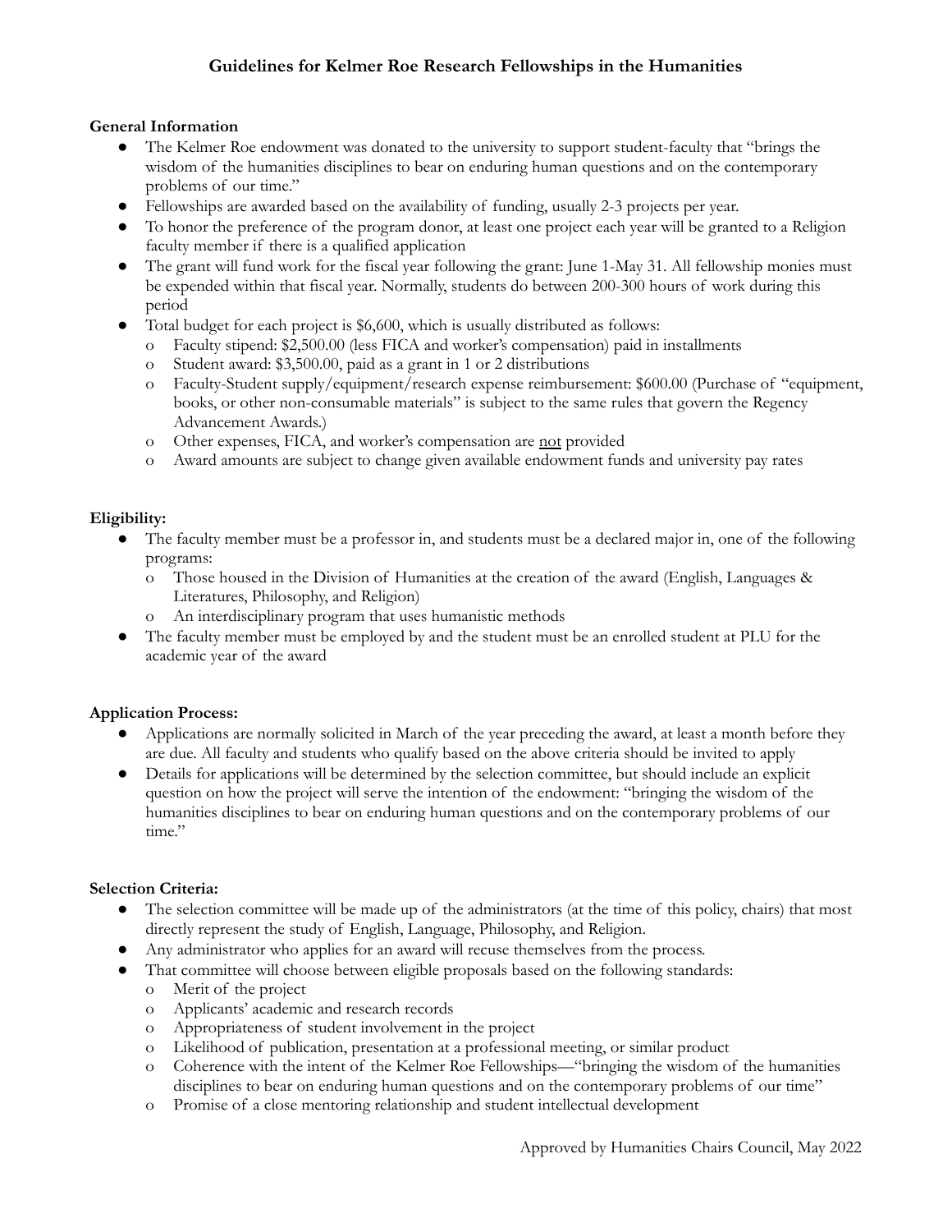# Guidelines for Kelmer Roe Research Fellowships in the Humanities

**General Information**

- The Kelmer Roe endowment was donated to the university to support student-faculty that "brings the wisdom of the humanities disciplines to bear on enduring human questions and on the contemporary problems of our time."
- Fellowships are awarded based on the availability of funding, usually 2-3 projects per year.
- To honor the preference of the program donor, at least one project each year will be granted to a Religion faculty member if there is a qualified application
- The grant will fund work for the fiscal year following the grant: June 1-May 31. All fellowship monies must be expended within that fiscal year. Normally, students do between 200-300 hours of work during this period
- Total budget for each project is $6,600, which is usually distributed as follows:
  - Faculty stipend: $2,500.00 (less FICA and worker's compensation) paid in installments
  - Student award: $3,500.00, paid as a grant in 1 or 2 distributions
  - Faculty-Student supply/equipment/research expense reimbursement: $600.00 (Purchase of "equipment, books, or other non-consumable materials" is subject to the same rules that govern the Regency Advancement Awards.)
  - Other expenses, FICA, and worker's compensation are <u>not</u> provided
  - Award amounts are subject to change given available endowment funds and university pay rates

**Eligibility:**

- The faculty member must be a professor in, and students must be a declared major in, one of the following programs:
  - Those housed in the Division of Humanities at the creation of the award (English, Languages & Literatures, Philosophy, and Religion)
  - An interdisciplinary program that uses humanistic methods
- The faculty member must be employed by and the student must be an enrolled student at PLU for the academic year of the award

**Application Process:**

- Applications are normally solicited in March of the year preceding the award, at least a month before they are due. All faculty and students who qualify based on the above criteria should be invited to apply
- Details for applications will be determined by the selection committee, but should include an explicit question on how the project will serve the intention of the endowment: "bringing the wisdom of the humanities disciplines to bear on enduring human questions and on the contemporary problems of our time."

**Selection Criteria:**

- The selection committee will be made up of the administrators (at the time of this policy, chairs) that most directly represent the study of English, Language, Philosophy, and Religion.
- Any administrator who applies for an award will recuse themselves from the process.
- That committee will choose between eligible proposals based on the following standards:
  - Merit of the project
  - Applicants' academic and research records
  - Appropriateness of student involvement in the project
  - Likelihood of publication, presentation at a professional meeting, or similar product
  - Coherence with the intent of the Kelmer Roe Fellowships—"bringing the wisdom of the humanities disciplines to bear on enduring human questions and on the contemporary problems of our time"
  - Promise of a close mentoring relationship and student intellectual development

Approved by Humanities Chairs Council, May 2022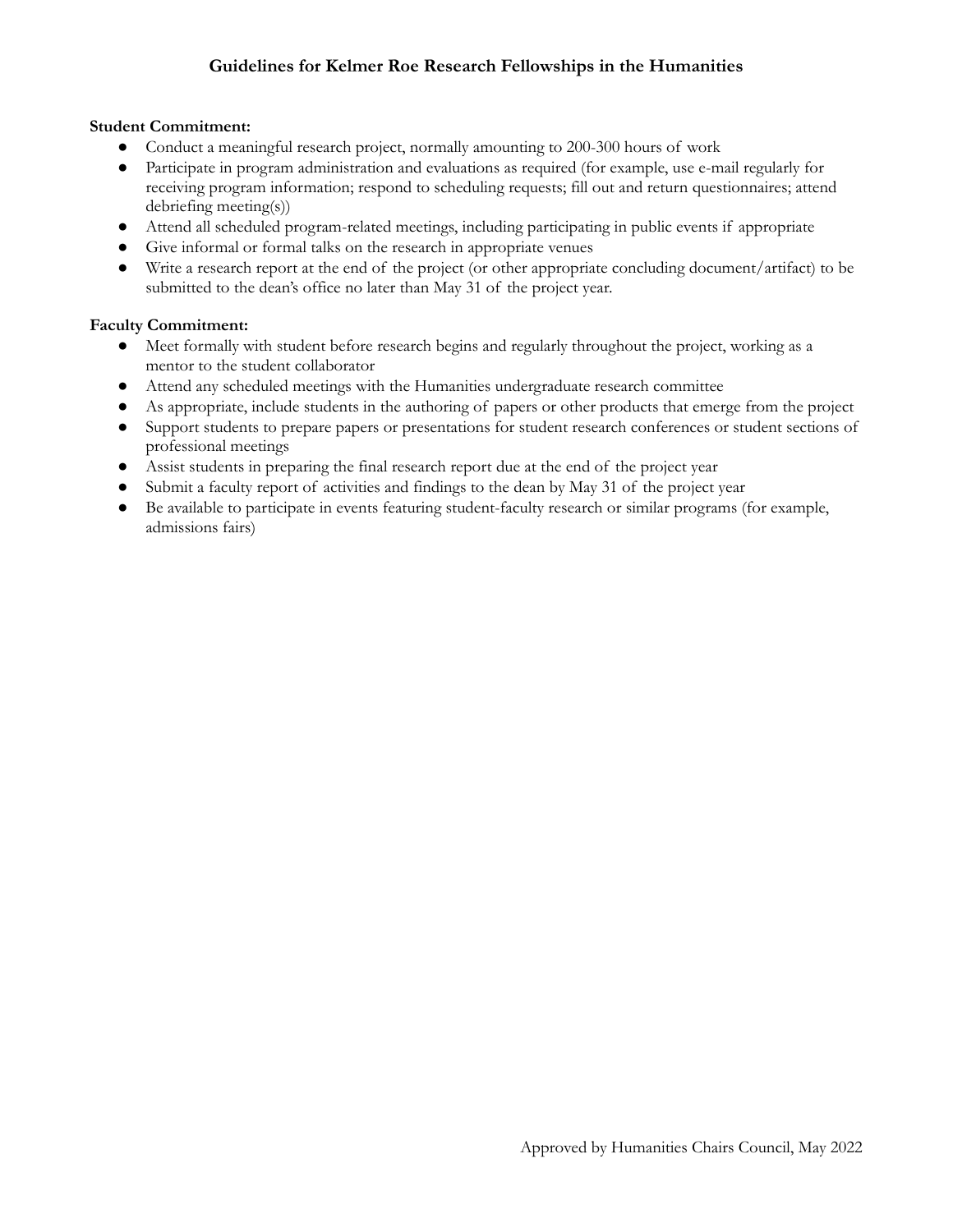# Guidelines for Kelmer Roe Research Fellowships in the Humanities

**Student Commitment:**

- Conduct a meaningful research project, normally amounting to 200-300 hours of work
- Participate in program administration and evaluations as required (for example, use e-mail regularly for receiving program information; respond to scheduling requests; fill out and return questionnaires; attend debriefing meeting(s))
- Attend all scheduled program-related meetings, including participating in public events if appropriate
- Give informal or formal talks on the research in appropriate venues
- Write a research report at the end of the project (or other appropriate concluding document/artifact) to be submitted to the dean's office no later than May 31 of the project year.

**Faculty Commitment:**

- Meet formally with student before research begins and regularly throughout the project, working as a mentor to the student collaborator
- Attend any scheduled meetings with the Humanities undergraduate research committee
- As appropriate, include students in the authoring of papers or other products that emerge from the project
- Support students to prepare papers or presentations for student research conferences or student sections of professional meetings
- Assist students in preparing the final research report due at the end of the project year
- Submit a faculty report of activities and findings to the dean by May 31 of the project year
- Be available to participate in events featuring student-faculty research or similar programs (for example, admissions fairs)

Approved by Humanities Chairs Council, May 2022